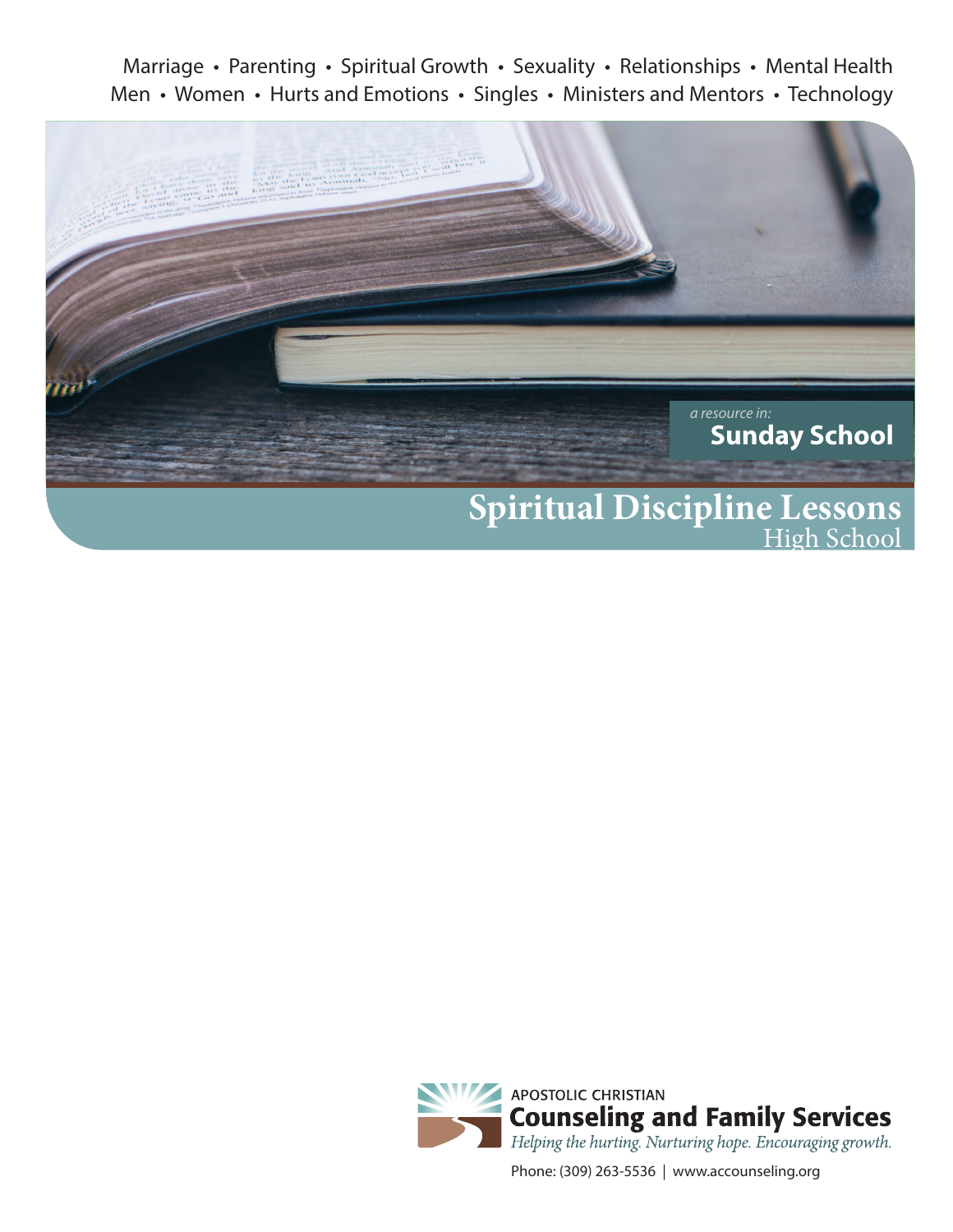Marriage • Parenting • Spiritual Growth • Sexuality • Relationships • Mental Health
Men • Women • Hurts and Emotions • Singles • Ministers and Mentors • Technology

*a resource in:*
**Sunday School**

# Spiritual Discipline Lessons

High School

APOSTOLIC CHRISTIAN
**Counseling and Family Services**
*Helping the hurting. Nurturing hope. Encouraging growth.*

Phone: (309) 263-5536 | www.accounseling.org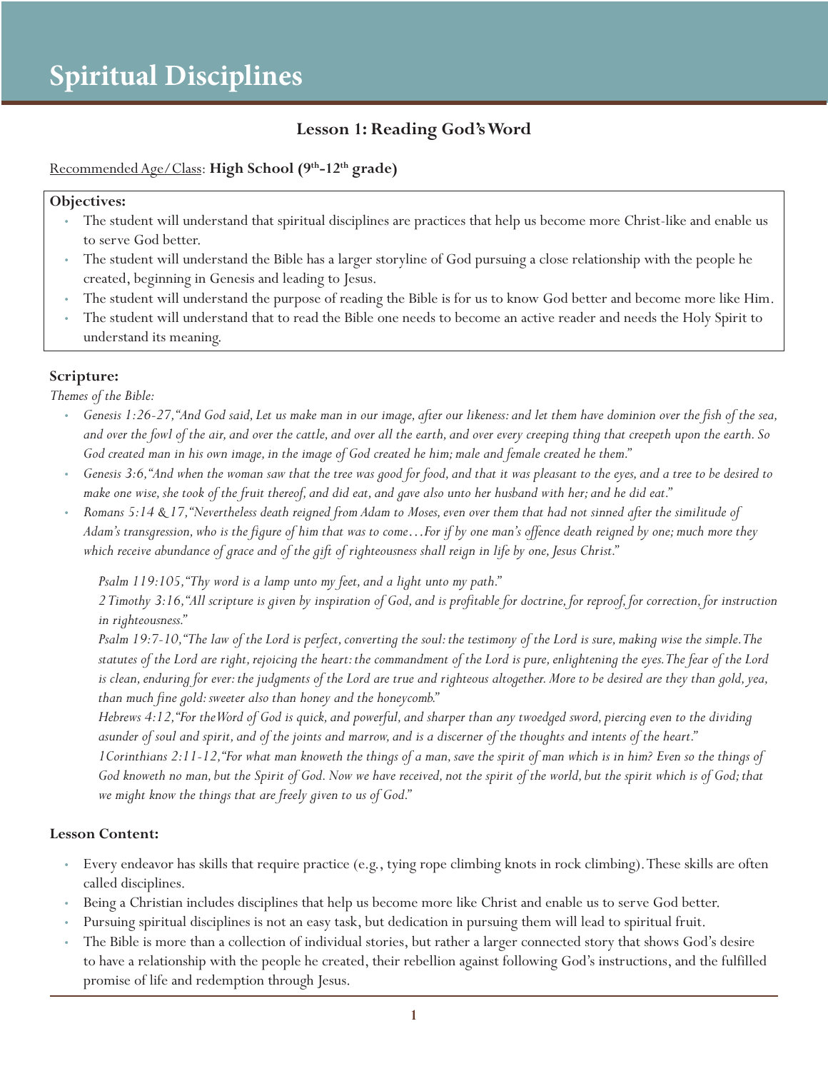# Spiritual Disciplines

## Lesson 1: Reading God's Word

Recommended Age/Class: **High School (9th-12th grade)**

**Objectives:**

- The student will understand that spiritual disciplines are practices that help us become more Christ-like and enable us to serve God better.
- The student will understand the Bible has a larger storyline of God pursuing a close relationship with the people he created, beginning in Genesis and leading to Jesus.
- The student will understand the purpose of reading the Bible is for us to know God better and become more like Him.
- The student will understand that to read the Bible one needs to become an active reader and needs the Holy Spirit to understand its meaning.

### Scripture:

*Themes of the Bible:*

- *Genesis 1:26-27, "And God said, Let us make man in our image, after our likeness: and let them have dominion over the fish of the sea, and over the fowl of the air, and over the cattle, and over all the earth, and over every creeping thing that creepeth upon the earth. So God created man in his own image, in the image of God created he him; male and female created he them."*
- *Genesis 3:6, "And when the woman saw that the tree was good for food, and that it was pleasant to the eyes, and a tree to be desired to make one wise, she took of the fruit thereof, and did eat, and gave also unto her husband with her; and he did eat."*
- *Romans 5:14 & 17, "Nevertheless death reigned from Adam to Moses, even over them that had not sinned after the similitude of Adam's transgression, who is the figure of him that was to come…For if by one man's offence death reigned by one; much more they which receive abundance of grace and of the gift of righteousness shall reign in life by one, Jesus Christ."*

*Psalm 119:105, "Thy word is a lamp unto my feet, and a light unto my path."*
*2 Timothy 3:16, "All scripture is given by inspiration of God, and is profitable for doctrine, for reproof, for correction, for instruction in righteousness."*
*Psalm 19:7-10, "The law of the Lord is perfect, converting the soul: the testimony of the Lord is sure, making wise the simple. The statutes of the Lord are right, rejoicing the heart: the commandment of the Lord is pure, enlightening the eyes. The fear of the Lord is clean, enduring for ever: the judgments of the Lord are true and righteous altogether. More to be desired are they than gold, yea, than much fine gold: sweeter also than honey and the honeycomb."*
*Hebrews 4:12, "For the Word of God is quick, and powerful, and sharper than any twoedged sword, piercing even to the dividing asunder of soul and spirit, and of the joints and marrow, and is a discerner of the thoughts and intents of the heart."*
*1Corinthians 2:11-12, "For what man knoweth the things of a man, save the spirit of man which is in him? Even so the things of God knoweth no man, but the Spirit of God. Now we have received, not the spirit of the world, but the spirit which is of God; that we might know the things that are freely given to us of God."*

### Lesson Content:

- Every endeavor has skills that require practice (e.g., tying rope climbing knots in rock climbing). These skills are often called disciplines.
- Being a Christian includes disciplines that help us become more like Christ and enable us to serve God better.
- Pursuing spiritual disciplines is not an easy task, but dedication in pursuing them will lead to spiritual fruit.
- The Bible is more than a collection of individual stories, but rather a larger connected story that shows God's desire to have a relationship with the people he created, their rebellion against following God's instructions, and the fulfilled promise of life and redemption through Jesus.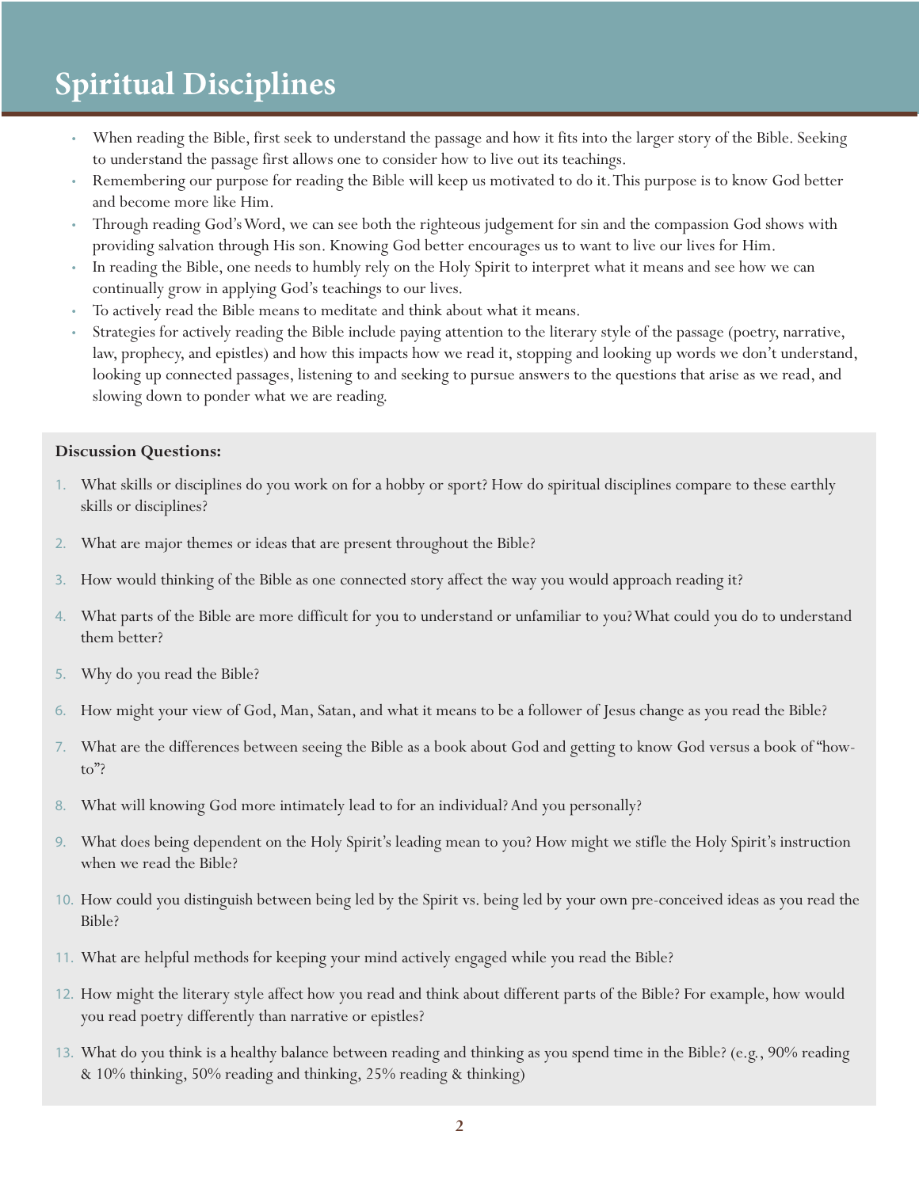# Spiritual Disciplines

- When reading the Bible, first seek to understand the passage and how it fits into the larger story of the Bible. Seeking to understand the passage first allows one to consider how to live out its teachings.
- Remembering our purpose for reading the Bible will keep us motivated to do it. This purpose is to know God better and become more like Him.
- Through reading God's Word, we can see both the righteous judgement for sin and the compassion God shows with providing salvation through His son. Knowing God better encourages us to want to live our lives for Him.
- In reading the Bible, one needs to humbly rely on the Holy Spirit to interpret what it means and see how we can continually grow in applying God's teachings to our lives.
- To actively read the Bible means to meditate and think about what it means.
- Strategies for actively reading the Bible include paying attention to the literary style of the passage (poetry, narrative, law, prophecy, and epistles) and how this impacts how we read it, stopping and looking up words we don't understand, looking up connected passages, listening to and seeking to pursue answers to the questions that arise as we read, and slowing down to ponder what we are reading.

**Discussion Questions:**

1. What skills or disciplines do you work on for a hobby or sport? How do spiritual disciplines compare to these earthly skills or disciplines?
2. What are major themes or ideas that are present throughout the Bible?
3. How would thinking of the Bible as one connected story affect the way you would approach reading it?
4. What parts of the Bible are more difficult for you to understand or unfamiliar to you? What could you do to understand them better?
5. Why do you read the Bible?
6. How might your view of God, Man, Satan, and what it means to be a follower of Jesus change as you read the Bible?
7. What are the differences between seeing the Bible as a book about God and getting to know God versus a book of "how-to"?
8. What will knowing God more intimately lead to for an individual? And you personally?
9. What does being dependent on the Holy Spirit's leading mean to you? How might we stifle the Holy Spirit's instruction when we read the Bible?
10. How could you distinguish between being led by the Spirit vs. being led by your own pre-conceived ideas as you read the Bible?
11. What are helpful methods for keeping your mind actively engaged while you read the Bible?
12. How might the literary style affect how you read and think about different parts of the Bible? For example, how would you read poetry differently than narrative or epistles?
13. What do you think is a healthy balance between reading and thinking as you spend time in the Bible? (e.g., 90% reading & 10% thinking, 50% reading and thinking, 25% reading & thinking)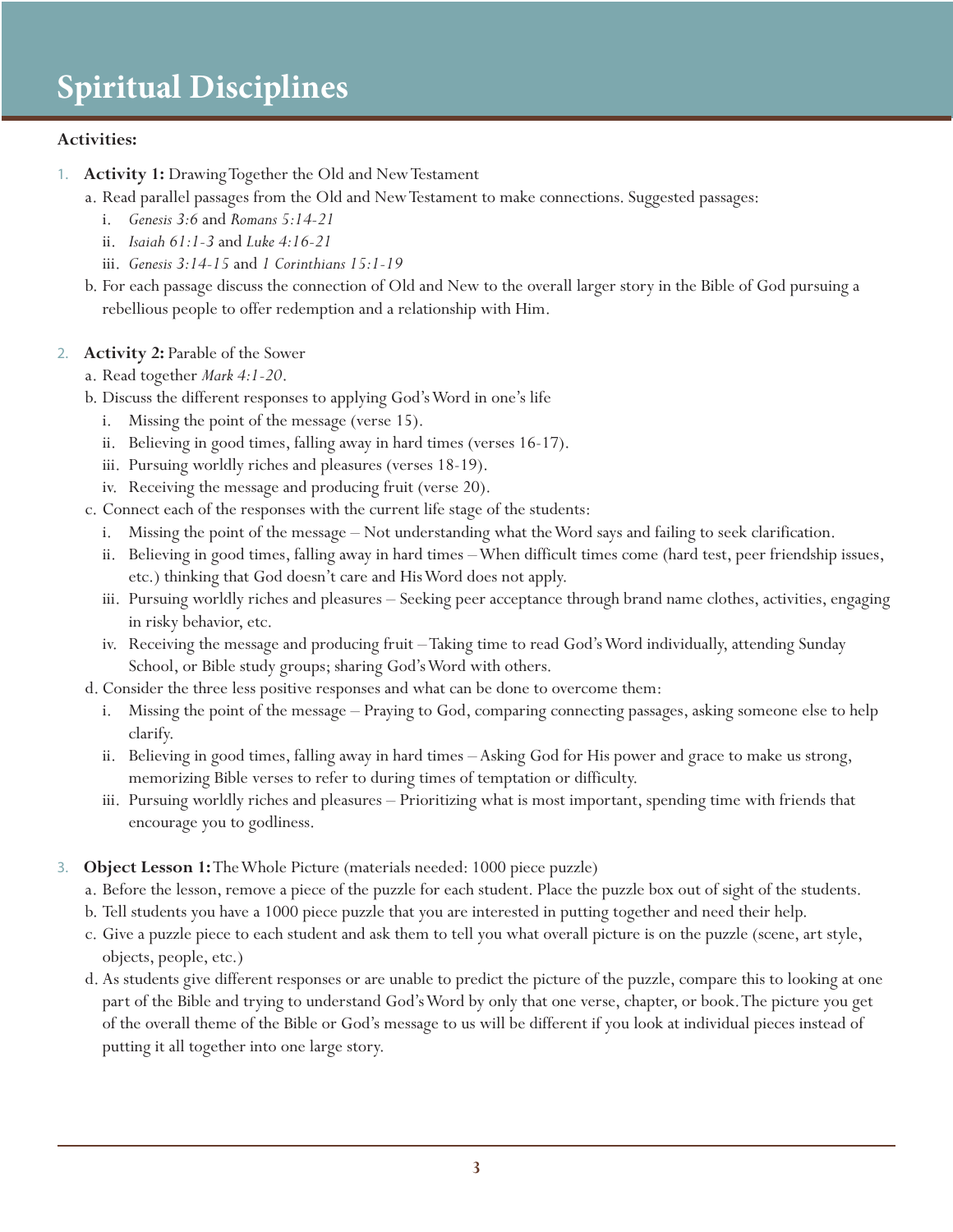# Spiritual Disciplines

**Activities:**

1. **Activity 1:** Drawing Together the Old and New Testament
   a. Read parallel passages from the Old and New Testament to make connections. Suggested passages:
      i. *Genesis 3:6* and *Romans 5:14-21*
      ii. *Isaiah 61:1-3* and *Luke 4:16-21*
      iii. *Genesis 3:14-15* and *1 Corinthians 15:1-19*
   b. For each passage discuss the connection of Old and New to the overall larger story in the Bible of God pursuing a rebellious people to offer redemption and a relationship with Him.

2. **Activity 2:** Parable of the Sower
   a. Read together *Mark 4:1-20*.
   b. Discuss the different responses to applying God's Word in one's life
      i. Missing the point of the message (verse 15).
      ii. Believing in good times, falling away in hard times (verses 16-17).
      iii. Pursuing worldly riches and pleasures (verses 18-19).
      iv. Receiving the message and producing fruit (verse 20).
   c. Connect each of the responses with the current life stage of the students:
      i. Missing the point of the message – Not understanding what the Word says and failing to seek clarification.
      ii. Believing in good times, falling away in hard times – When difficult times come (hard test, peer friendship issues, etc.) thinking that God doesn't care and His Word does not apply.
      iii. Pursuing worldly riches and pleasures – Seeking peer acceptance through brand name clothes, activities, engaging in risky behavior, etc.
      iv. Receiving the message and producing fruit – Taking time to read God's Word individually, attending Sunday School, or Bible study groups; sharing God's Word with others.
   d. Consider the three less positive responses and what can be done to overcome them:
      i. Missing the point of the message – Praying to God, comparing connecting passages, asking someone else to help clarify.
      ii. Believing in good times, falling away in hard times – Asking God for His power and grace to make us strong, memorizing Bible verses to refer to during times of temptation or difficulty.
      iii. Pursuing worldly riches and pleasures – Prioritizing what is most important, spending time with friends that encourage you to godliness.

3. **Object Lesson 1:** The Whole Picture (materials needed: 1000 piece puzzle)
   a. Before the lesson, remove a piece of the puzzle for each student. Place the puzzle box out of sight of the students.
   b. Tell students you have a 1000 piece puzzle that you are interested in putting together and need their help.
   c. Give a puzzle piece to each student and ask them to tell you what overall picture is on the puzzle (scene, art style, objects, people, etc.)
   d. As students give different responses or are unable to predict the picture of the puzzle, compare this to looking at one part of the Bible and trying to understand God's Word by only that one verse, chapter, or book. The picture you get of the overall theme of the Bible or God's message to us will be different if you look at individual pieces instead of putting it all together into one large story.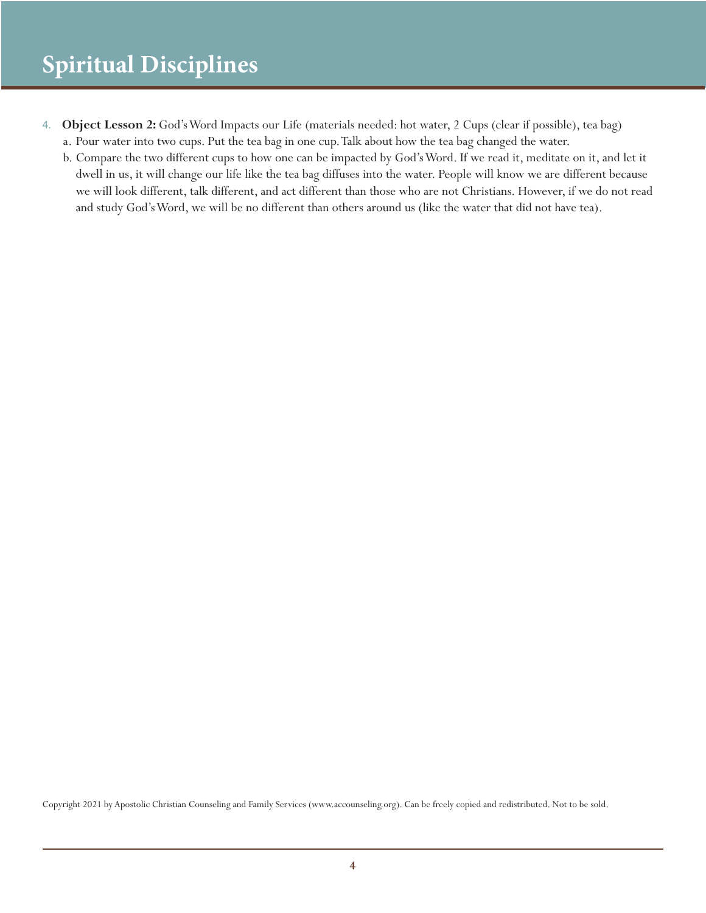4. **Object Lesson 2:** God's Word Impacts our Life (materials needed: hot water, 2 Cups (clear if possible), tea bag)
   a. Pour water into two cups. Put the tea bag in one cup. Talk about how the tea bag changed the water.
   b. Compare the two different cups to how one can be impacted by God's Word. If we read it, meditate on it, and let it dwell in us, it will change our life like the tea bag diffuses into the water. People will know we are different because we will look different, talk different, and act different than those who are not Christians. However, if we do not read and study God's Word, we will be no different than others around us (like the water that did not have tea).

Copyright 2021 by Apostolic Christian Counseling and Family Services (www.accounseling.org). Can be freely copied and redistributed. Not to be sold.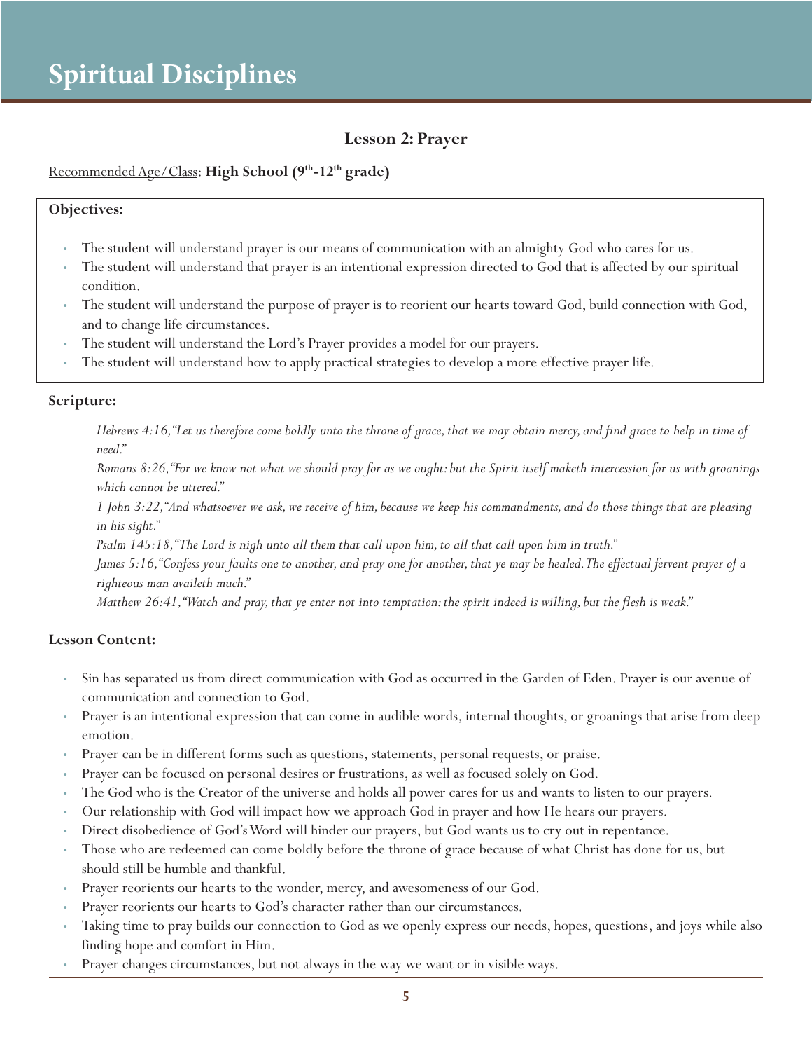# Spiritual Disciplines

## Lesson 2: Prayer

Recommended Age/Class: **High School (9th-12th grade)**

**Objectives:**

- The student will understand prayer is our means of communication with an almighty God who cares for us.
- The student will understand that prayer is an intentional expression directed to God that is affected by our spiritual condition.
- The student will understand the purpose of prayer is to reorient our hearts toward God, build connection with God, and to change life circumstances.
- The student will understand the Lord's Prayer provides a model for our prayers.
- The student will understand how to apply practical strategies to develop a more effective prayer life.

**Scripture:**

*Hebrews 4:16, "Let us therefore come boldly unto the throne of grace, that we may obtain mercy, and find grace to help in time of need."*

*Romans 8:26, "For we know not what we should pray for as we ought: but the Spirit itself maketh intercession for us with groanings which cannot be uttered."*

*1 John 3:22, "And whatsoever we ask, we receive of him, because we keep his commandments, and do those things that are pleasing in his sight."*

*Psalm 145:18, "The Lord is nigh unto all them that call upon him, to all that call upon him in truth."*

*James 5:16, "Confess your faults one to another, and pray one for another, that ye may be healed. The effectual fervent prayer of a righteous man availeth much."*

*Matthew 26:41, "Watch and pray, that ye enter not into temptation: the spirit indeed is willing, but the flesh is weak."*

**Lesson Content:**

- Sin has separated us from direct communication with God as occurred in the Garden of Eden. Prayer is our avenue of communication and connection to God.
- Prayer is an intentional expression that can come in audible words, internal thoughts, or groanings that arise from deep emotion.
- Prayer can be in different forms such as questions, statements, personal requests, or praise.
- Prayer can be focused on personal desires or frustrations, as well as focused solely on God.
- The God who is the Creator of the universe and holds all power cares for us and wants to listen to our prayers.
- Our relationship with God will impact how we approach God in prayer and how He hears our prayers.
- Direct disobedience of God's Word will hinder our prayers, but God wants us to cry out in repentance.
- Those who are redeemed can come boldly before the throne of grace because of what Christ has done for us, but should still be humble and thankful.
- Prayer reorients our hearts to the wonder, mercy, and awesomeness of our God.
- Prayer reorients our hearts to God's character rather than our circumstances.
- Taking time to pray builds our connection to God as we openly express our needs, hopes, questions, and joys while also finding hope and comfort in Him.
- Prayer changes circumstances, but not always in the way we want or in visible ways.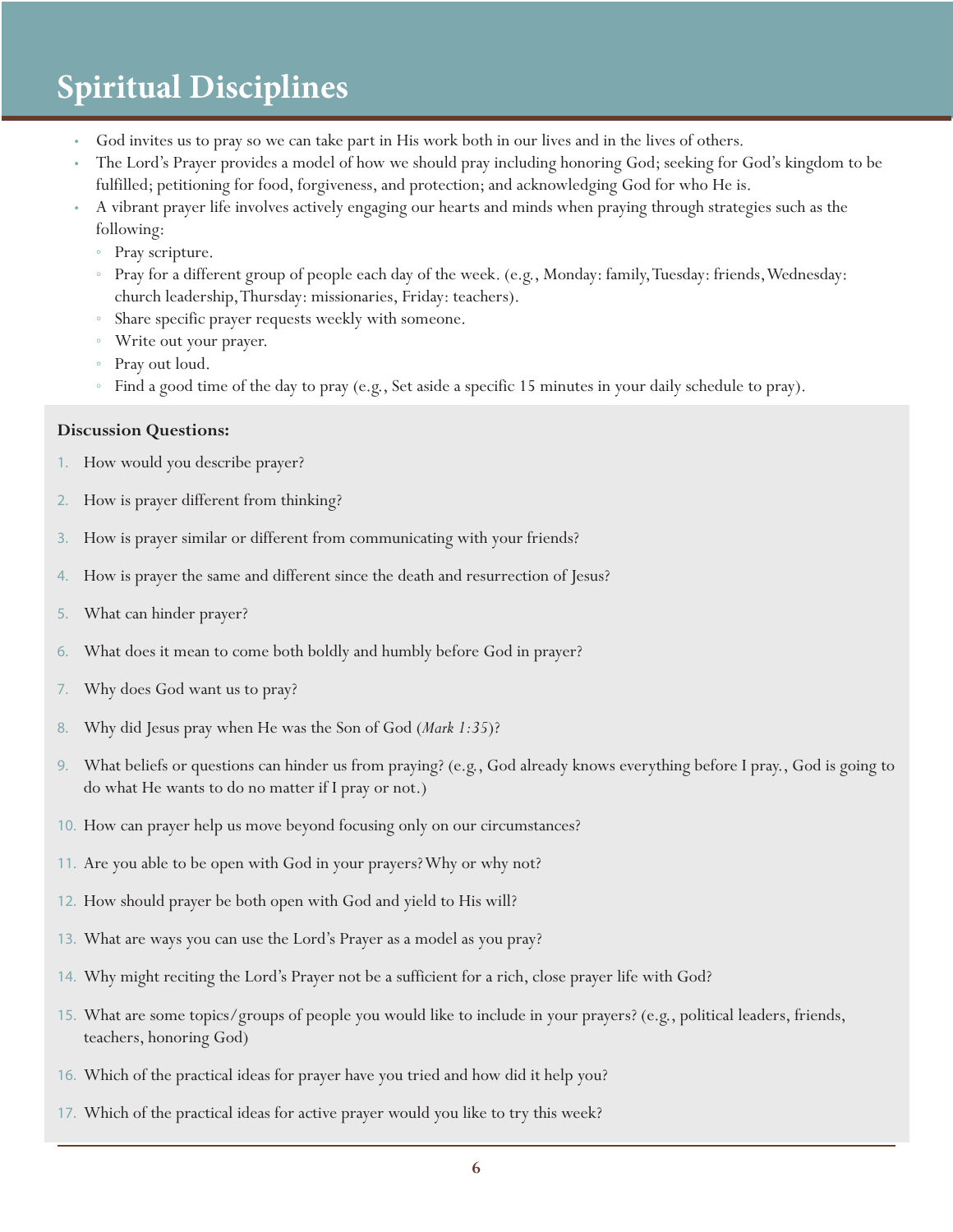# Spiritual Disciplines

- God invites us to pray so we can take part in His work both in our lives and in the lives of others.
- The Lord's Prayer provides a model of how we should pray including honoring God; seeking for God's kingdom to be fulfilled; petitioning for food, forgiveness, and protection; and acknowledging God for who He is.
- A vibrant prayer life involves actively engaging our hearts and minds when praying through strategies such as the following:
  - Pray scripture.
  - Pray for a different group of people each day of the week. (e.g., Monday: family, Tuesday: friends, Wednesday: church leadership, Thursday: missionaries, Friday: teachers).
  - Share specific prayer requests weekly with someone.
  - Write out your prayer.
  - Pray out loud.
  - Find a good time of the day to pray (e.g., Set aside a specific 15 minutes in your daily schedule to pray).

**Discussion Questions:**

1. How would you describe prayer?
2. How is prayer different from thinking?
3. How is prayer similar or different from communicating with your friends?
4. How is prayer the same and different since the death and resurrection of Jesus?
5. What can hinder prayer?
6. What does it mean to come both boldly and humbly before God in prayer?
7. Why does God want us to pray?
8. Why did Jesus pray when He was the Son of God (*Mark 1:35*)?
9. What beliefs or questions can hinder us from praying? (e.g., God already knows everything before I pray., God is going to do what He wants to do no matter if I pray or not.)
10. How can prayer help us move beyond focusing only on our circumstances?
11. Are you able to be open with God in your prayers? Why or why not?
12. How should prayer be both open with God and yield to His will?
13. What are ways you can use the Lord's Prayer as a model as you pray?
14. Why might reciting the Lord's Prayer not be a sufficient for a rich, close prayer life with God?
15. What are some topics/groups of people you would like to include in your prayers? (e.g., political leaders, friends, teachers, honoring God)
16. Which of the practical ideas for prayer have you tried and how did it help you?
17. Which of the practical ideas for active prayer would you like to try this week?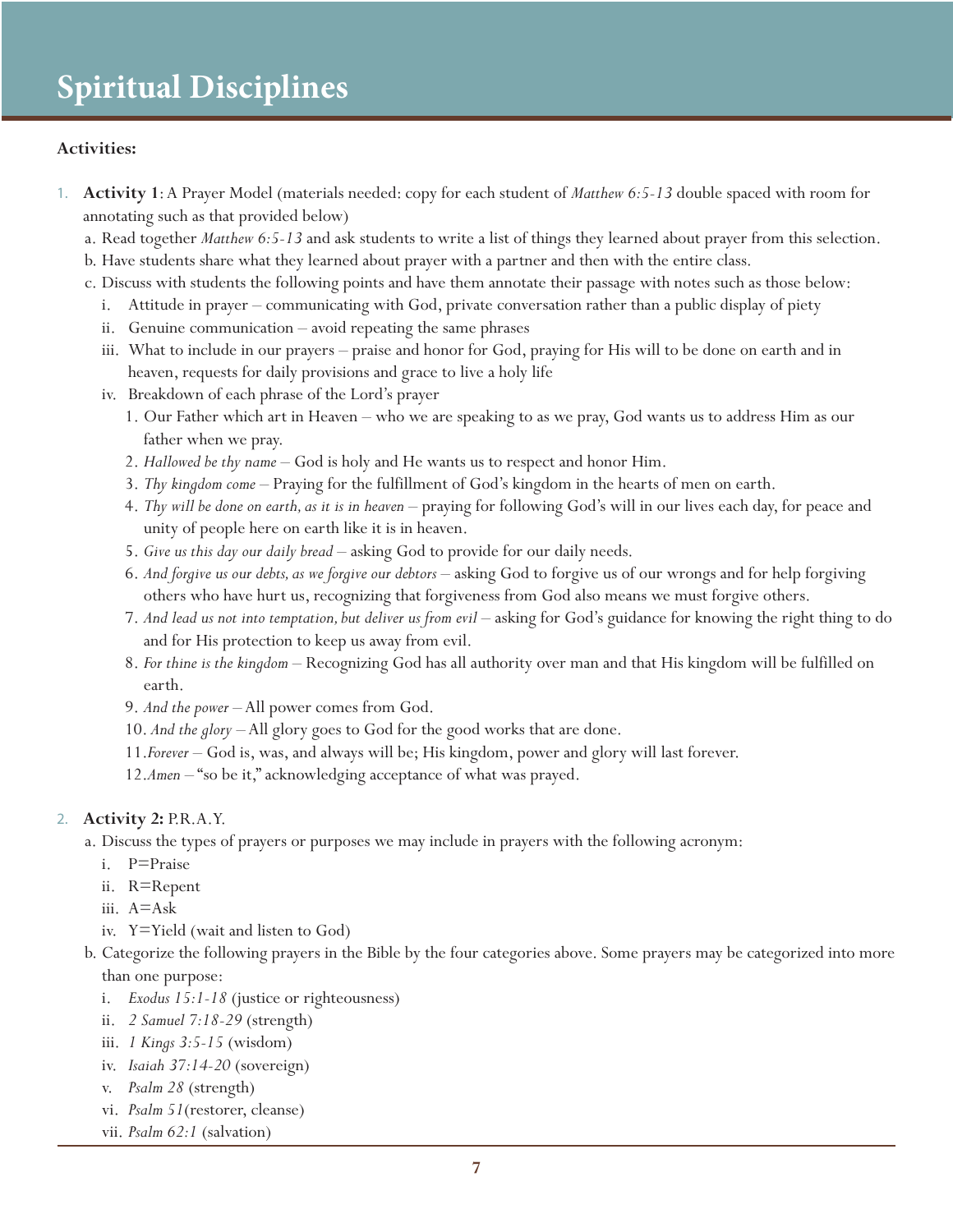# Spiritual Disciplines

**Activities:**

1. **Activity 1**: A Prayer Model (materials needed: copy for each student of *Matthew 6:5-13* double spaced with room for annotating such as that provided below)
   a. Read together *Matthew 6:5-13* and ask students to write a list of things they learned about prayer from this selection.
   b. Have students share what they learned about prayer with a partner and then with the entire class.
   c. Discuss with students the following points and have them annotate their passage with notes such as those below:
      i. Attitude in prayer – communicating with God, private conversation rather than a public display of piety
      ii. Genuine communication – avoid repeating the same phrases
      iii. What to include in our prayers – praise and honor for God, praying for His will to be done on earth and in heaven, requests for daily provisions and grace to live a holy life
      iv. Breakdown of each phrase of the Lord's prayer
         1. Our Father which art in Heaven – who we are speaking to as we pray, God wants us to address Him as our father when we pray.
         2. *Hallowed be thy name* – God is holy and He wants us to respect and honor Him.
         3. *Thy kingdom come* – Praying for the fulfillment of God's kingdom in the hearts of men on earth.
         4. *Thy will be done on earth, as it is in heaven* – praying for following God's will in our lives each day, for peace and unity of people here on earth like it is in heaven.
         5. *Give us this day our daily bread* – asking God to provide for our daily needs.
         6. *And forgive us our debts, as we forgive our debtors* – asking God to forgive us of our wrongs and for help forgiving others who have hurt us, recognizing that forgiveness from God also means we must forgive others.
         7. *And lead us not into temptation, but deliver us from evil* – asking for God's guidance for knowing the right thing to do and for His protection to keep us away from evil.
         8. *For thine is the kingdom* – Recognizing God has all authority over man and that His kingdom will be fulfilled on earth.
         9. *And the power* – All power comes from God.
         10. *And the glory* – All glory goes to God for the good works that are done.
         11. *Forever* – God is, was, and always will be; His kingdom, power and glory will last forever.
         12. *Amen* – "so be it," acknowledging acceptance of what was prayed.

2. **Activity 2:** P.R.A.Y.
   a. Discuss the types of prayers or purposes we may include in prayers with the following acronym:
      i. P=Praise
      ii. R=Repent
      iii. A=Ask
      iv. Y=Yield (wait and listen to God)
   b. Categorize the following prayers in the Bible by the four categories above. Some prayers may be categorized into more than one purpose:
      i. *Exodus 15:1-18* (justice or righteousness)
      ii. *2 Samuel 7:18-29* (strength)
      iii. *1 Kings 3:5-15* (wisdom)
      iv. *Isaiah 37:14-20* (sovereign)
      v. *Psalm 28* (strength)
      vi. *Psalm 51*(restorer, cleanse)
      vii. *Psalm 62:1* (salvation)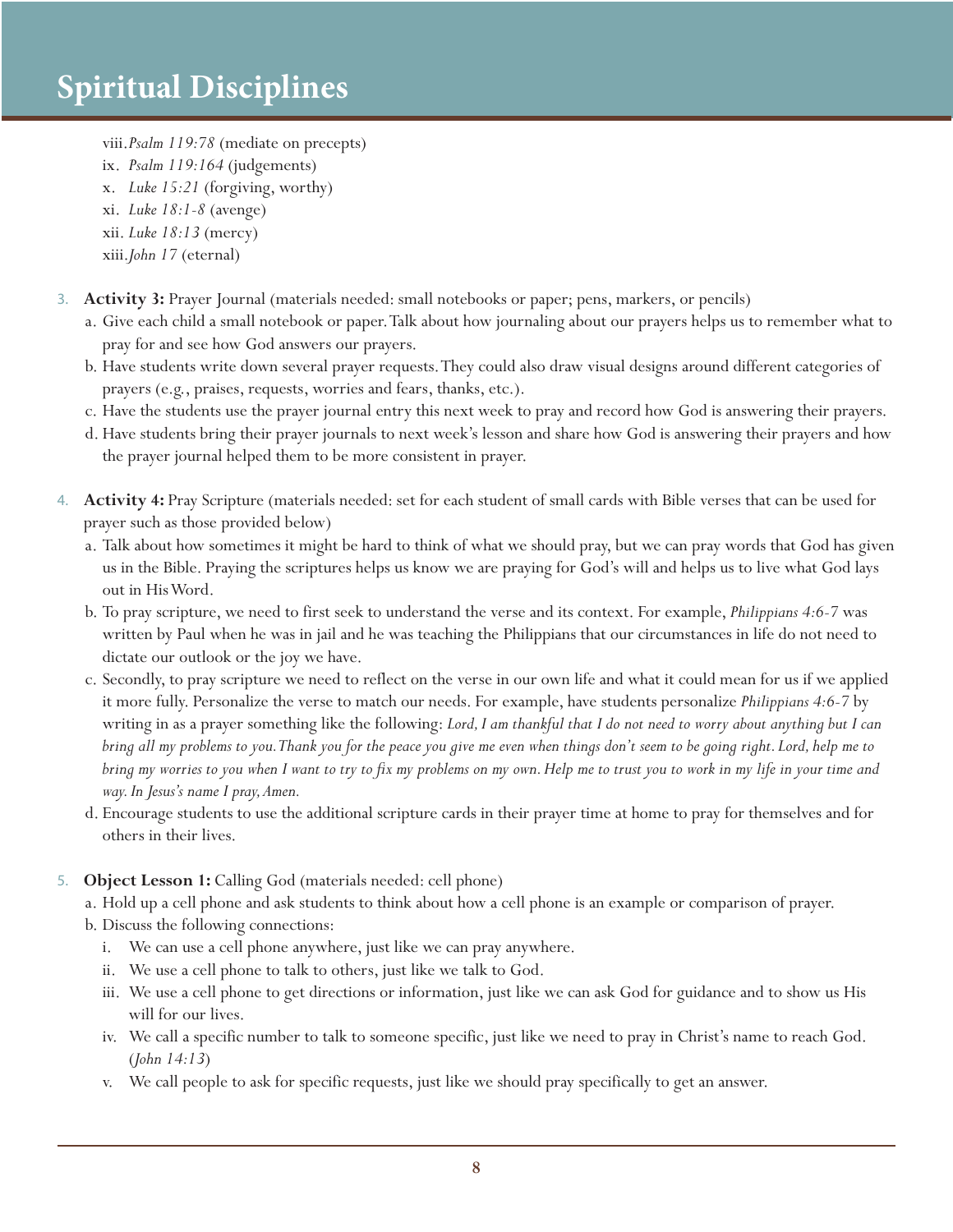viii. *Psalm 119:78* (mediate on precepts)
ix. *Psalm 119:164* (judgements)
x. *Luke 15:21* (forgiving, worthy)
xi. *Luke 18:1-8* (avenge)
xii. *Luke 18:13* (mercy)
xiii. *John 17* (eternal)

3. **Activity 3:** Prayer Journal (materials needed: small notebooks or paper; pens, markers, or pencils)
   a. Give each child a small notebook or paper. Talk about how journaling about our prayers helps us to remember what to pray for and see how God answers our prayers.
   b. Have students write down several prayer requests. They could also draw visual designs around different categories of prayers (e.g., praises, requests, worries and fears, thanks, etc.).
   c. Have the students use the prayer journal entry this next week to pray and record how God is answering their prayers.
   d. Have students bring their prayer journals to next week's lesson and share how God is answering their prayers and how the prayer journal helped them to be more consistent in prayer.

4. **Activity 4:** Pray Scripture (materials needed: set for each student of small cards with Bible verses that can be used for prayer such as those provided below)
   a. Talk about how sometimes it might be hard to think of what we should pray, but we can pray words that God has given us in the Bible. Praying the scriptures helps us know we are praying for God's will and helps us to live what God lays out in His Word.
   b. To pray scripture, we need to first seek to understand the verse and its context. For example, *Philippians 4:6-7* was written by Paul when he was in jail and he was teaching the Philippians that our circumstances in life do not need to dictate our outlook or the joy we have.
   c. Secondly, to pray scripture we need to reflect on the verse in our own life and what it could mean for us if we applied it more fully. Personalize the verse to match our needs. For example, have students personalize *Philippians 4:6-7* by writing in as a prayer something like the following: *Lord, I am thankful that I do not need to worry about anything but I can bring all my problems to you. Thank you for the peace you give me even when things don't seem to be going right. Lord, help me to bring my worries to you when I want to try to fix my problems on my own. Help me to trust you to work in my life in your time and way. In Jesus's name I pray, Amen.*
   d. Encourage students to use the additional scripture cards in their prayer time at home to pray for themselves and for others in their lives.

5. **Object Lesson 1:** Calling God (materials needed: cell phone)
   a. Hold up a cell phone and ask students to think about how a cell phone is an example or comparison of prayer.
   b. Discuss the following connections:
      i. We can use a cell phone anywhere, just like we can pray anywhere.
      ii. We use a cell phone to talk to others, just like we talk to God.
      iii. We use a cell phone to get directions or information, just like we can ask God for guidance and to show us His will for our lives.
      iv. We call a specific number to talk to someone specific, just like we need to pray in Christ's name to reach God. (*John 14:13*)
      v. We call people to ask for specific requests, just like we should pray specifically to get an answer.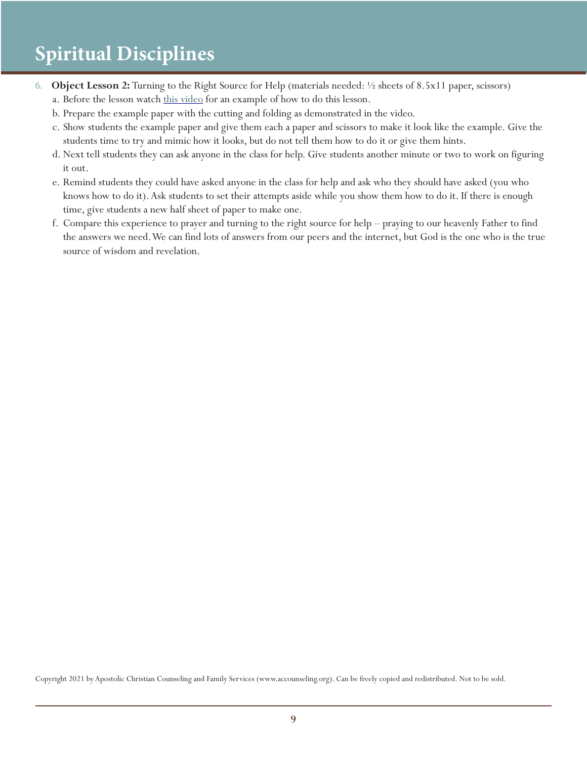# Spiritual Disciplines

6. **Object Lesson 2:** Turning to the Right Source for Help (materials needed: ½ sheets of 8.5x11 paper, scissors)
   a. Before the lesson watch this video for an example of how to do this lesson.
   b. Prepare the example paper with the cutting and folding as demonstrated in the video.
   c. Show students the example paper and give them each a paper and scissors to make it look like the example. Give the students time to try and mimic how it looks, but do not tell them how to do it or give them hints.
   d. Next tell students they can ask anyone in the class for help. Give students another minute or two to work on figuring it out.
   e. Remind students they could have asked anyone in the class for help and ask who they should have asked (you who knows how to do it). Ask students to set their attempts aside while you show them how to do it. If there is enough time, give students a new half sheet of paper to make one.
   f. Compare this experience to prayer and turning to the right source for help – praying to our heavenly Father to find the answers we need. We can find lots of answers from our peers and the internet, but God is the one who is the true source of wisdom and revelation.

Copyright 2021 by Apostolic Christian Counseling and Family Services (www.accounseling.org). Can be freely copied and redistributed. Not to be sold.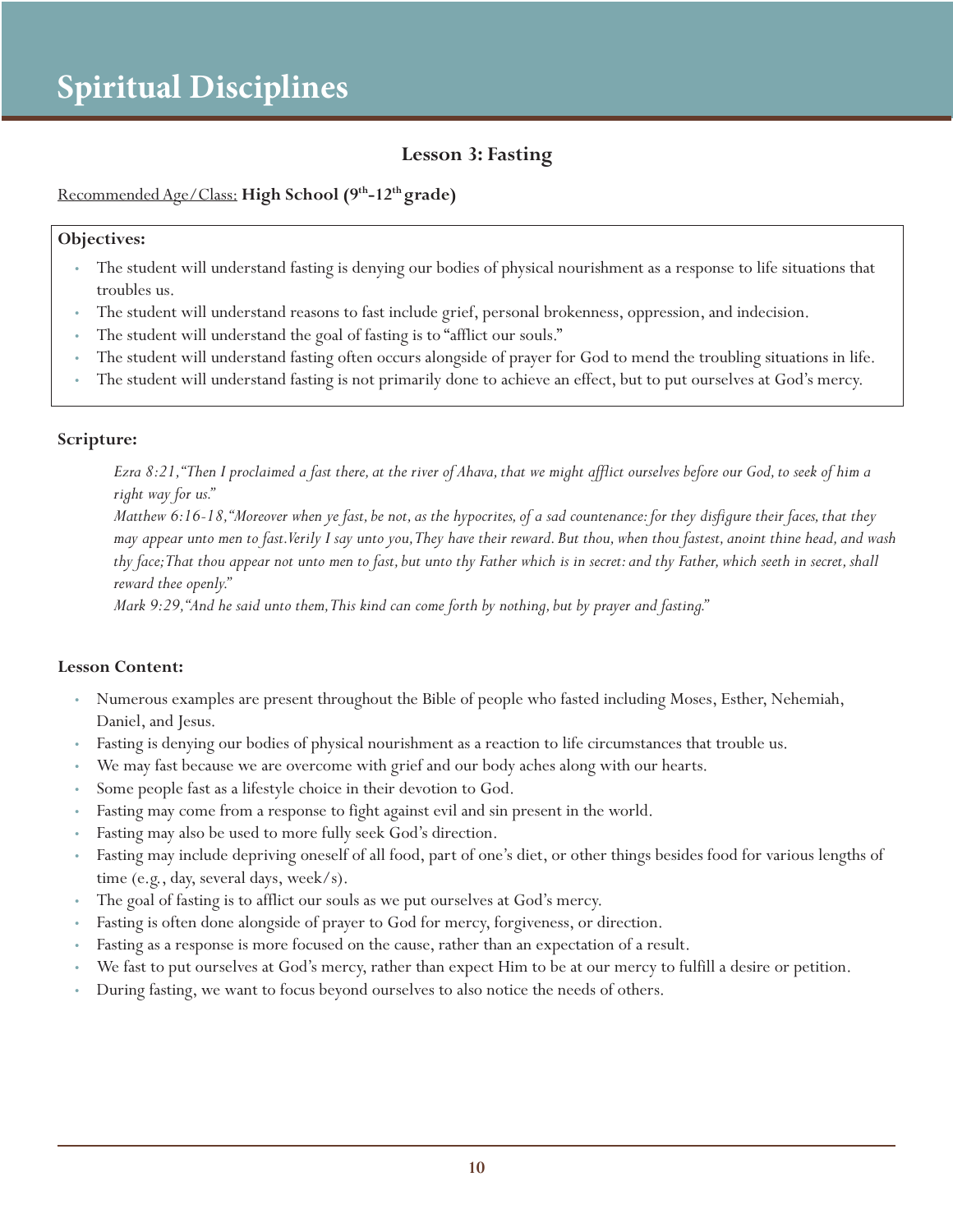# Spiritual Disciplines

## Lesson 3: Fasting

Recommended Age/Class: **High School (9th-12th grade)**

**Objectives:**

- The student will understand fasting is denying our bodies of physical nourishment as a response to life situations that troubles us.
- The student will understand reasons to fast include grief, personal brokenness, oppression, and indecision.
- The student will understand the goal of fasting is to "afflict our souls."
- The student will understand fasting often occurs alongside of prayer for God to mend the troubling situations in life.
- The student will understand fasting is not primarily done to achieve an effect, but to put ourselves at God's mercy.

**Scripture:**

*Ezra 8:21, "Then I proclaimed a fast there, at the river of Ahava, that we might afflict ourselves before our God, to seek of him a right way for us."*

*Matthew 6:16-18, "Moreover when ye fast, be not, as the hypocrites, of a sad countenance: for they disfigure their faces, that they may appear unto men to fast. Verily I say unto you, They have their reward. But thou, when thou fastest, anoint thine head, and wash thy face; That thou appear not unto men to fast, but unto thy Father which is in secret: and thy Father, which seeth in secret, shall reward thee openly."*

*Mark 9:29, "And he said unto them, This kind can come forth by nothing, but by prayer and fasting."*

**Lesson Content:**

- Numerous examples are present throughout the Bible of people who fasted including Moses, Esther, Nehemiah, Daniel, and Jesus.
- Fasting is denying our bodies of physical nourishment as a reaction to life circumstances that trouble us.
- We may fast because we are overcome with grief and our body aches along with our hearts.
- Some people fast as a lifestyle choice in their devotion to God.
- Fasting may come from a response to fight against evil and sin present in the world.
- Fasting may also be used to more fully seek God's direction.
- Fasting may include depriving oneself of all food, part of one's diet, or other things besides food for various lengths of time (e.g., day, several days, week/s).
- The goal of fasting is to afflict our souls as we put ourselves at God's mercy.
- Fasting is often done alongside of prayer to God for mercy, forgiveness, or direction.
- Fasting as a response is more focused on the cause, rather than an expectation of a result.
- We fast to put ourselves at God's mercy, rather than expect Him to be at our mercy to fulfill a desire or petition.
- During fasting, we want to focus beyond ourselves to also notice the needs of others.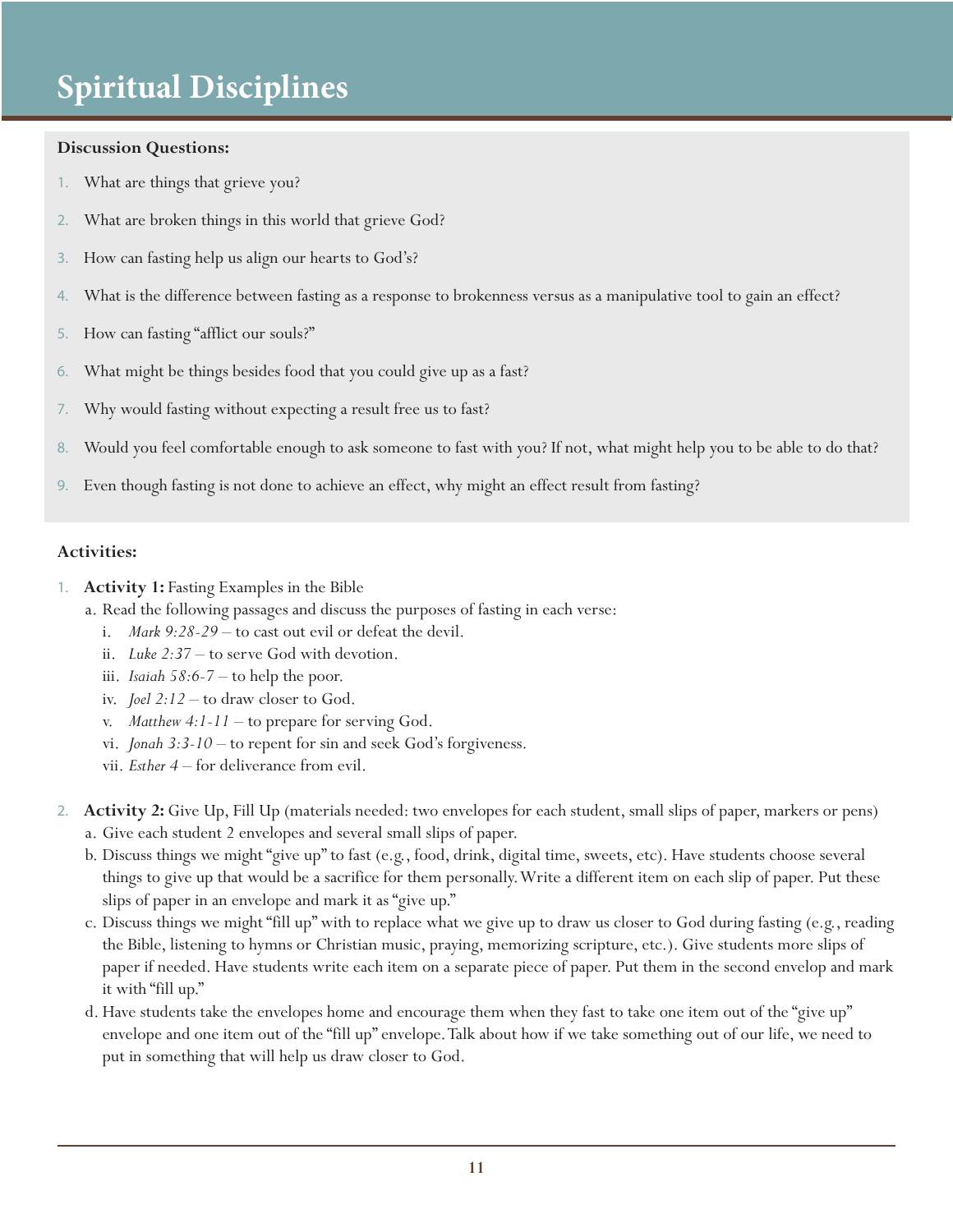# Spiritual Disciplines

**Discussion Questions:**

1. What are things that grieve you?
2. What are broken things in this world that grieve God?
3. How can fasting help us align our hearts to God's?
4. What is the difference between fasting as a response to brokenness versus as a manipulative tool to gain an effect?
5. How can fasting "afflict our souls?"
6. What might be things besides food that you could give up as a fast?
7. Why would fasting without expecting a result free us to fast?
8. Would you feel comfortable enough to ask someone to fast with you? If not, what might help you to be able to do that?
9. Even though fasting is not done to achieve an effect, why might an effect result from fasting?

**Activities:**

1. **Activity 1:** Fasting Examples in the Bible
   a. Read the following passages and discuss the purposes of fasting in each verse:
      i. *Mark 9:28-29* – to cast out evil or defeat the devil.
      ii. *Luke 2:37* – to serve God with devotion.
      iii. *Isaiah 58:6-7* – to help the poor.
      iv. *Joel 2:12* – to draw closer to God.
      v. *Matthew 4:1-11* – to prepare for serving God.
      vi. *Jonah 3:3-10* – to repent for sin and seek God's forgiveness.
      vii. *Esther 4* – for deliverance from evil.

2. **Activity 2:** Give Up, Fill Up (materials needed: two envelopes for each student, small slips of paper, markers or pens)
   a. Give each student 2 envelopes and several small slips of paper.
   b. Discuss things we might "give up" to fast (e.g., food, drink, digital time, sweets, etc). Have students choose several things to give up that would be a sacrifice for them personally. Write a different item on each slip of paper. Put these slips of paper in an envelope and mark it as "give up."
   c. Discuss things we might "fill up" with to replace what we give up to draw us closer to God during fasting (e.g., reading the Bible, listening to hymns or Christian music, praying, memorizing scripture, etc.). Give students more slips of paper if needed. Have students write each item on a separate piece of paper. Put them in the second envelop and mark it with "fill up."
   d. Have students take the envelopes home and encourage them when they fast to take one item out of the "give up" envelope and one item out of the "fill up" envelope. Talk about how if we take something out of our life, we need to put in something that will help us draw closer to God.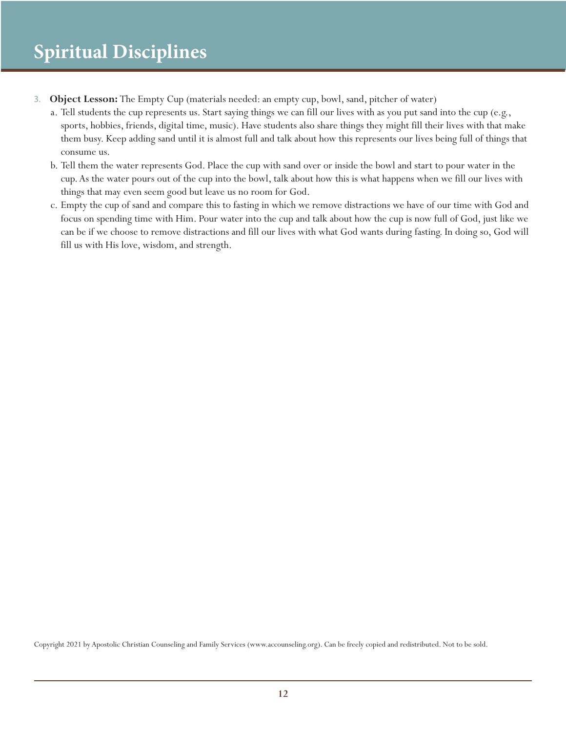3. **Object Lesson:** The Empty Cup (materials needed: an empty cup, bowl, sand, pitcher of water)
   a. Tell students the cup represents us. Start saying things we can fill our lives with as you put sand into the cup (e.g., sports, hobbies, friends, digital time, music). Have students also share things they might fill their lives with that make them busy. Keep adding sand until it is almost full and talk about how this represents our lives being full of things that consume us.
   b. Tell them the water represents God. Place the cup with sand over or inside the bowl and start to pour water in the cup. As the water pours out of the cup into the bowl, talk about how this is what happens when we fill our lives with things that may even seem good but leave us no room for God.
   c. Empty the cup of sand and compare this to fasting in which we remove distractions we have of our time with God and focus on spending time with Him. Pour water into the cup and talk about how the cup is now full of God, just like we can be if we choose to remove distractions and fill our lives with what God wants during fasting. In doing so, God will fill us with His love, wisdom, and strength.

Copyright 2021 by Apostolic Christian Counseling and Family Services (www.accounseling.org). Can be freely copied and redistributed. Not to be sold.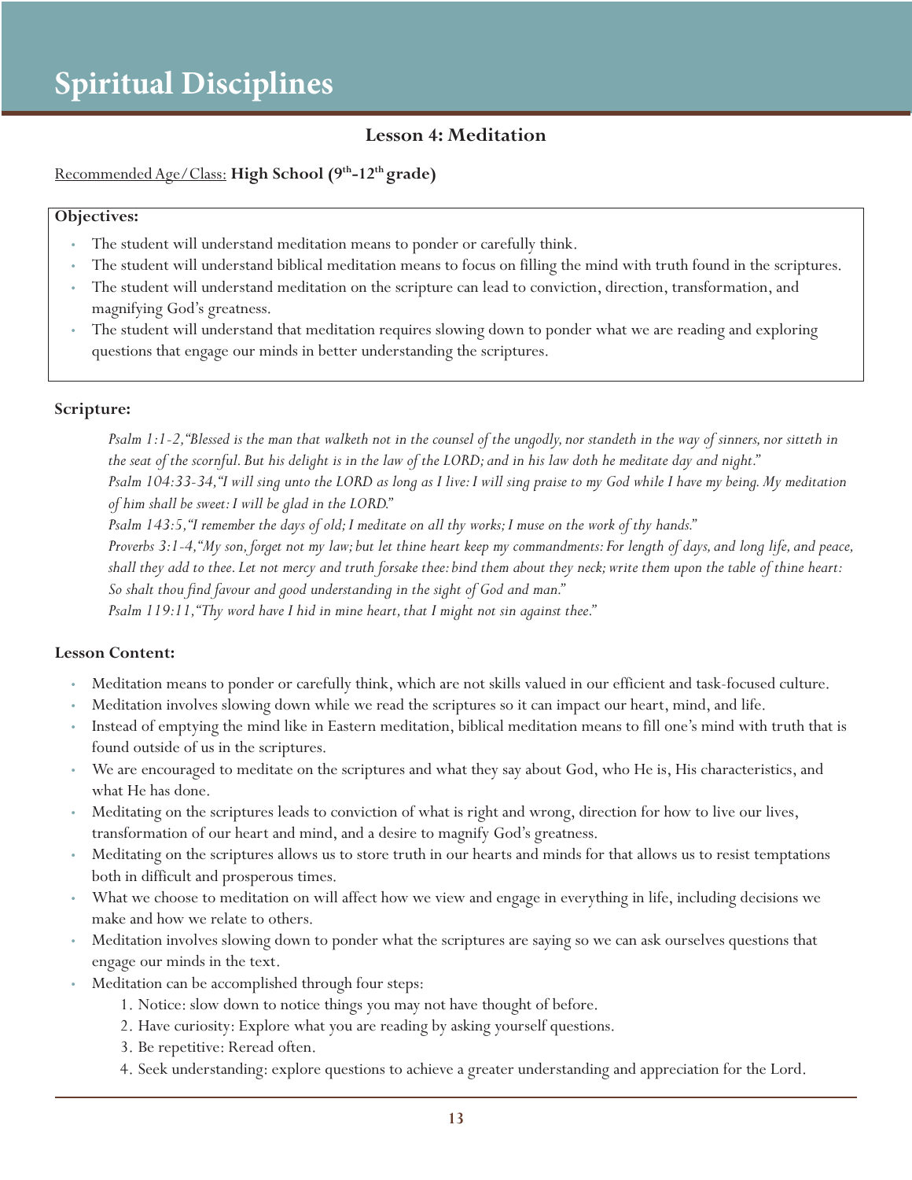# Spiritual Disciplines

## Lesson 4: Meditation

Recommended Age/Class: **High School (9th-12th grade)**

**Objectives:**

- The student will understand meditation means to ponder or carefully think.
- The student will understand biblical meditation means to focus on filling the mind with truth found in the scriptures.
- The student will understand meditation on the scripture can lead to conviction, direction, transformation, and magnifying God's greatness.
- The student will understand that meditation requires slowing down to ponder what we are reading and exploring questions that engage our minds in better understanding the scriptures.

**Scripture:**

*Psalm 1:1-2, "Blessed is the man that walketh not in the counsel of the ungodly, nor standeth in the way of sinners, nor sitteth in the seat of the scornful. But his delight is in the law of the LORD; and in his law doth he meditate day and night."*
*Psalm 104:33-34, "I will sing unto the LORD as long as I live: I will sing praise to my God while I have my being. My meditation of him shall be sweet: I will be glad in the LORD."*
*Psalm 143:5, "I remember the days of old; I meditate on all thy works; I muse on the work of thy hands."*
*Proverbs 3:1-4, "My son, forget not my law; but let thine heart keep my commandments: For length of days, and long life, and peace, shall they add to thee. Let not mercy and truth forsake thee: bind them about they neck; write them upon the table of thine heart: So shalt thou find favour and good understanding in the sight of God and man."*
*Psalm 119:11, "Thy word have I hid in mine heart, that I might not sin against thee."*

**Lesson Content:**

- Meditation means to ponder or carefully think, which are not skills valued in our efficient and task-focused culture.
- Meditation involves slowing down while we read the scriptures so it can impact our heart, mind, and life.
- Instead of emptying the mind like in Eastern meditation, biblical meditation means to fill one's mind with truth that is found outside of us in the scriptures.
- We are encouraged to meditate on the scriptures and what they say about God, who He is, His characteristics, and what He has done.
- Meditating on the scriptures leads to conviction of what is right and wrong, direction for how to live our lives, transformation of our heart and mind, and a desire to magnify God's greatness.
- Meditating on the scriptures allows us to store truth in our hearts and minds for that allows us to resist temptations both in difficult and prosperous times.
- What we choose to meditation on will affect how we view and engage in everything in life, including decisions we make and how we relate to others.
- Meditation involves slowing down to ponder what the scriptures are saying so we can ask ourselves questions that engage our minds in the text.
- Meditation can be accomplished through four steps:
    1. Notice: slow down to notice things you may not have thought of before.
    2. Have curiosity: Explore what you are reading by asking yourself questions.
    3. Be repetitive: Reread often.
    4. Seek understanding: explore questions to achieve a greater understanding and appreciation for the Lord.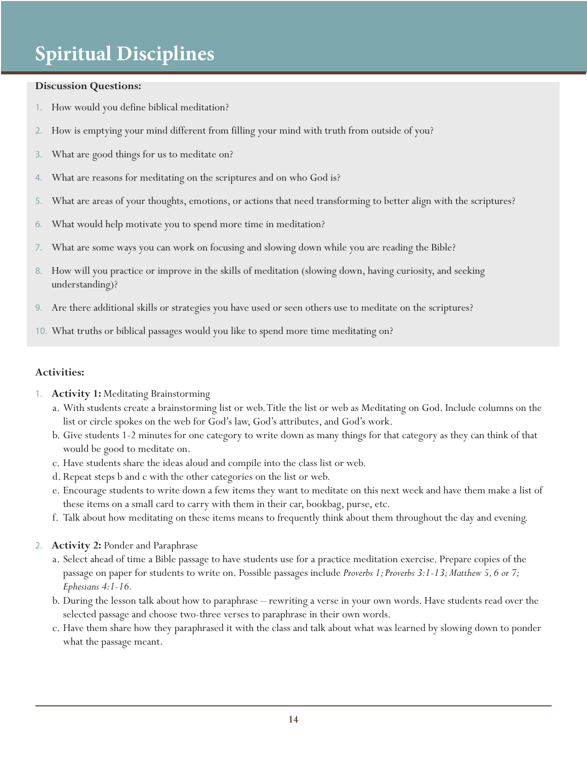# Spiritual Disciplines

**Discussion Questions:**

1. How would you define biblical meditation?
2. How is emptying your mind different from filling your mind with truth from outside of you?
3. What are good things for us to meditate on?
4. What are reasons for meditating on the scriptures and on who God is?
5. What are areas of your thoughts, emotions, or actions that need transforming to better align with the scriptures?
6. What would help motivate you to spend more time in meditation?
7. What are some ways you can work on focusing and slowing down while you are reading the Bible?
8. How will you practice or improve in the skills of meditation (slowing down, having curiosity, and seeking understanding)?
9. Are there additional skills or strategies you have used or seen others use to meditate on the scriptures?
10. What truths or biblical passages would you like to spend more time meditating on?

**Activities:**

1. **Activity 1:** Meditating Brainstorming
   a. With students create a brainstorming list or web. Title the list or web as Meditating on God. Include columns on the list or circle spokes on the web for God's law, God's attributes, and God's work.
   b. Give students 1-2 minutes for one category to write down as many things for that category as they can think of that would be good to meditate on.
   c. Have students share the ideas aloud and compile into the class list or web.
   d. Repeat steps b and c with the other categories on the list or web.
   e. Encourage students to write down a few items they want to meditate on this next week and have them make a list of these items on a small card to carry with them in their car, bookbag, purse, etc.
   f. Talk about how meditating on these items means to frequently think about them throughout the day and evening.

2. **Activity 2:** Ponder and Paraphrase
   a. Select ahead of time a Bible passage to have students use for a practice meditation exercise. Prepare copies of the passage on paper for students to write on. Possible passages include *Proverbs 1; Proverbs 3:1-13; Matthew 5, 6 or 7; Ephesians 4:1-16.*
   b. During the lesson talk about how to paraphrase – rewriting a verse in your own words. Have students read over the selected passage and choose two-three verses to paraphrase in their own words.
   c. Have them share how they paraphrased it with the class and talk about what was learned by slowing down to ponder what the passage meant.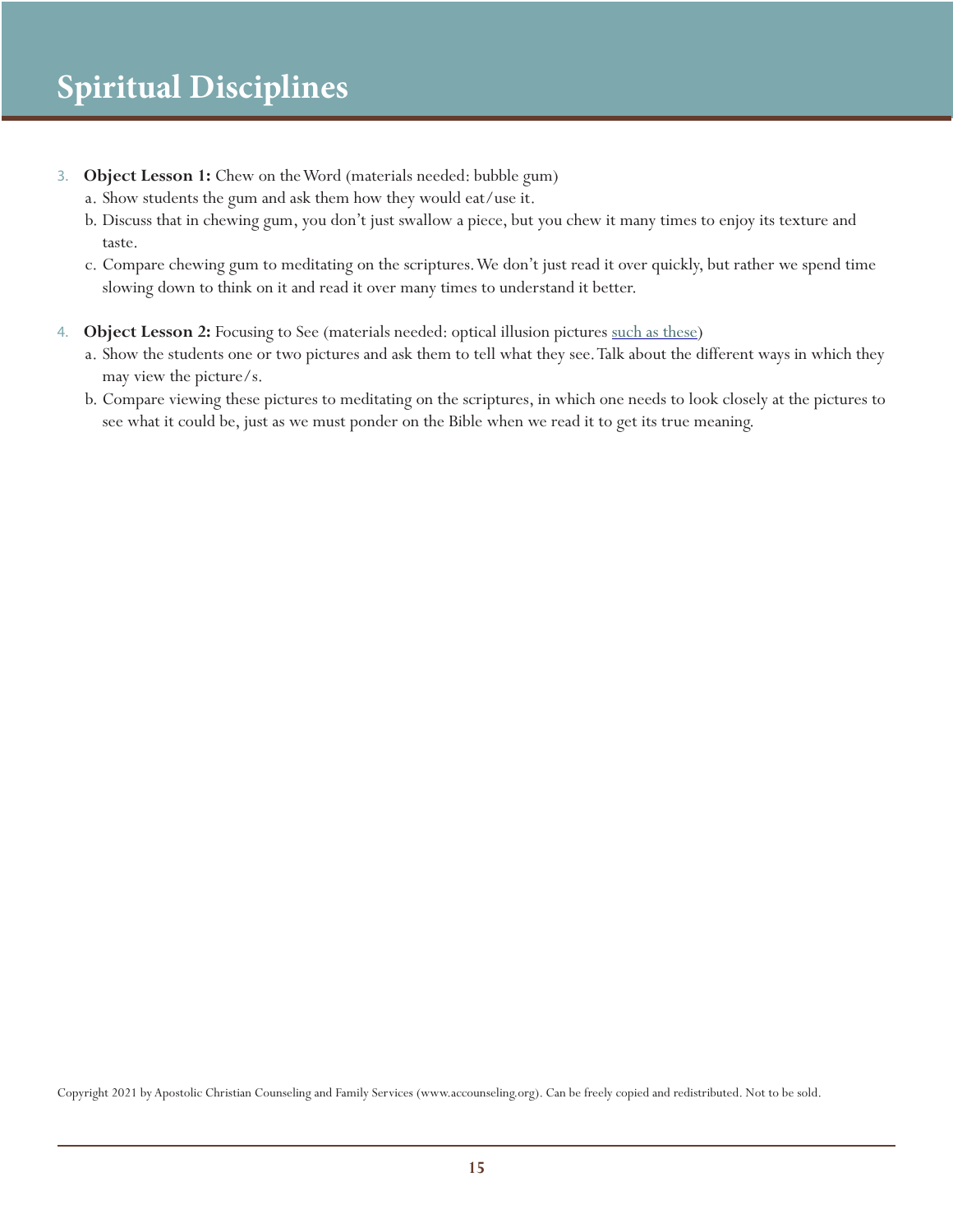3. **Object Lesson 1:** Chew on the Word (materials needed: bubble gum)
   a. Show students the gum and ask them how they would eat/use it.
   b. Discuss that in chewing gum, you don't just swallow a piece, but you chew it many times to enjoy its texture and taste.
   c. Compare chewing gum to meditating on the scriptures. We don't just read it over quickly, but rather we spend time slowing down to think on it and read it over many times to understand it better.

4. **Object Lesson 2:** Focusing to See (materials needed: optical illusion pictures such as these)
   a. Show the students one or two pictures and ask them to tell what they see. Talk about the different ways in which they may view the picture/s.
   b. Compare viewing these pictures to meditating on the scriptures, in which one needs to look closely at the pictures to see what it could be, just as we must ponder on the Bible when we read it to get its true meaning.

Copyright 2021 by Apostolic Christian Counseling and Family Services (www.accounseling.org). Can be freely copied and redistributed. Not to be sold.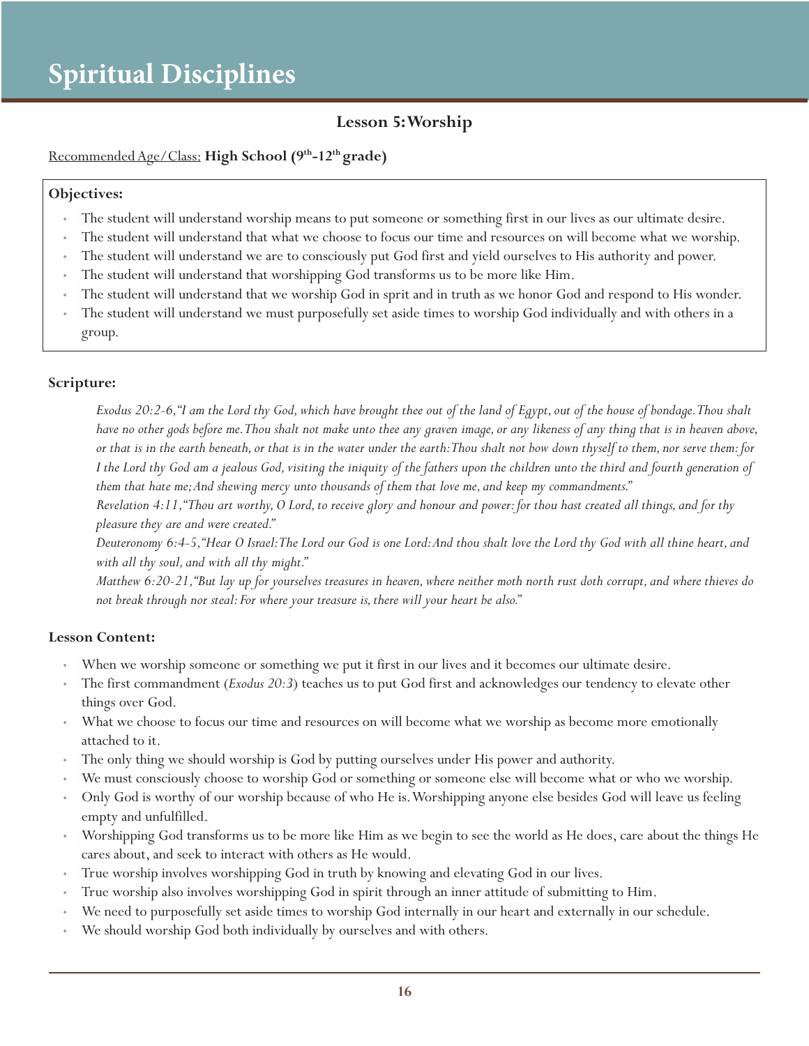# Spiritual Disciplines

## Lesson 5: Worship

Recommended Age/Class: **High School (9th-12th grade)**

**Objectives:**

- The student will understand worship means to put someone or something first in our lives as our ultimate desire.
- The student will understand that what we choose to focus our time and resources on will become what we worship.
- The student will understand we are to consciously put God first and yield ourselves to His authority and power.
- The student will understand that worshipping God transforms us to be more like Him.
- The student will understand that we worship God in sprit and in truth as we honor God and respond to His wonder.
- The student will understand we must purposefully set aside times to worship God individually and with others in a group.

**Scripture:**

*Exodus 20:2-6, "I am the Lord thy God, which have brought thee out of the land of Egypt, out of the house of bondage. Thou shalt have no other gods before me. Thou shalt not make unto thee any graven image, or any likeness of any thing that is in heaven above, or that is in the earth beneath, or that is in the water under the earth: Thou shalt not bow down thyself to them, nor serve them: for I the Lord thy God am a jealous God, visiting the iniquity of the fathers upon the children unto the third and fourth generation of them that hate me; And shewing mercy unto thousands of them that love me, and keep my commandments."*

*Revelation 4:11, "Thou art worthy, O Lord, to receive glory and honour and power: for thou hast created all things, and for thy pleasure they are and were created."*

*Deuteronomy 6:4-5, "Hear O Israel: The Lord our God is one Lord: And thou shalt love the Lord thy God with all thine heart, and with all thy soul, and with all thy might."*

*Matthew 6:20-21, "But lay up for yourselves treasures in heaven, where neither moth north rust doth corrupt, and where thieves do not break through nor steal: For where your treasure is, there will your heart be also."*

**Lesson Content:**

- When we worship someone or something we put it first in our lives and it becomes our ultimate desire.
- The first commandment (*Exodus 20:3*) teaches us to put God first and acknowledges our tendency to elevate other things over God.
- What we choose to focus our time and resources on will become what we worship as become more emotionally attached to it.
- The only thing we should worship is God by putting ourselves under His power and authority.
- We must consciously choose to worship God or something or someone else will become what or who we worship.
- Only God is worthy of our worship because of who He is. Worshipping anyone else besides God will leave us feeling empty and unfulfilled.
- Worshipping God transforms us to be more like Him as we begin to see the world as He does, care about the things He cares about, and seek to interact with others as He would.
- True worship involves worshipping God in truth by knowing and elevating God in our lives.
- True worship also involves worshipping God in spirit through an inner attitude of submitting to Him.
- We need to purposefully set aside times to worship God internally in our heart and externally in our schedule.
- We should worship God both individually by ourselves and with others.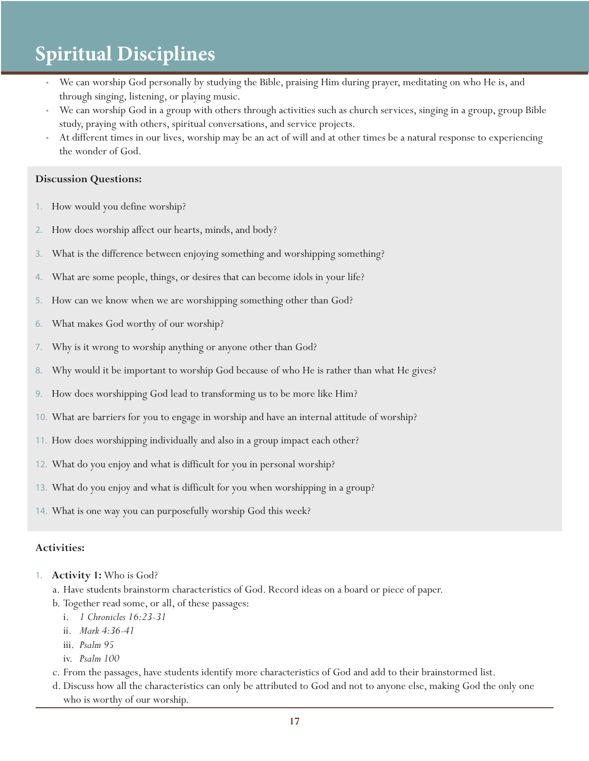# Spiritual Disciplines

- We can worship God personally by studying the Bible, praising Him during prayer, meditating on who He is, and through singing, listening, or playing music.
- We can worship God in a group with others through activities such as church services, singing in a group, group Bible study, praying with others, spiritual conversations, and service projects.
- At different times in our lives, worship may be an act of will and at other times be a natural response to experiencing the wonder of God.

**Discussion Questions:**

1. How would you define worship?
2. How does worship affect our hearts, minds, and body?
3. What is the difference between enjoying something and worshipping something?
4. What are some people, things, or desires that can become idols in your life?
5. How can we know when we are worshipping something other than God?
6. What makes God worthy of our worship?
7. Why is it wrong to worship anything or anyone other than God?
8. Why would it be important to worship God because of who He is rather than what He gives?
9. How does worshipping God lead to transforming us to be more like Him?
10. What are barriers for you to engage in worship and have an internal attitude of worship?
11. How does worshipping individually and also in a group impact each other?
12. What do you enjoy and what is difficult for you in personal worship?
13. What do you enjoy and what is difficult for you when worshipping in a group?
14. What is one way you can purposefully worship God this week?

**Activities:**

1. **Activity 1:** Who is God?
   a. Have students brainstorm characteristics of God. Record ideas on a board or piece of paper.
   b. Together read some, or all, of these passages:
      i. *1 Chronicles 16:23-31*
      ii. *Mark 4:36-41*
      iii. *Psalm 95*
      iv. *Psalm 100*
   c. From the passages, have students identify more characteristics of God and add to their brainstormed list.
   d. Discuss how all the characteristics can only be attributed to God and not to anyone else, making God the only one who is worthy of our worship.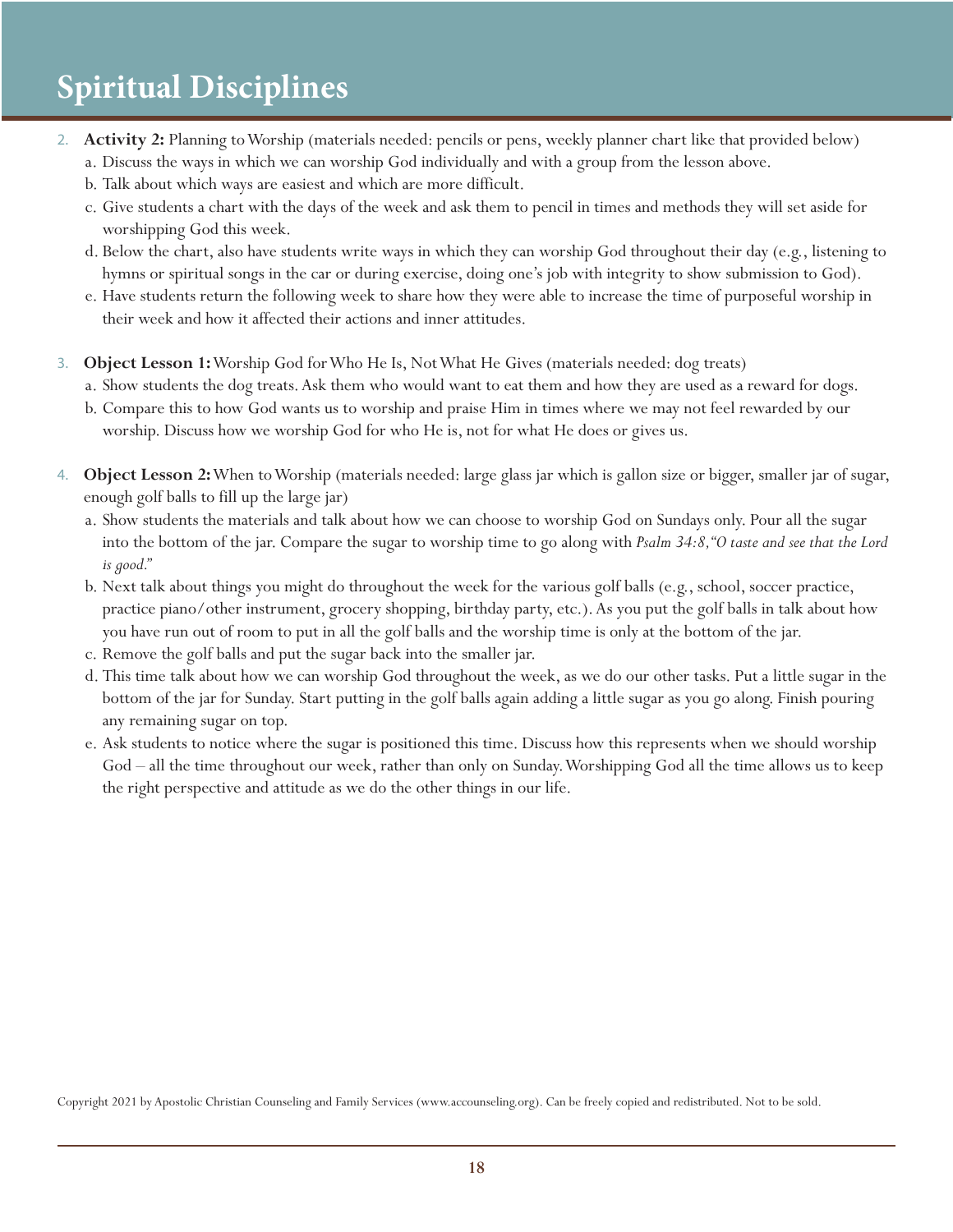# Spiritual Disciplines

2. **Activity 2:** Planning to Worship (materials needed: pencils or pens, weekly planner chart like that provided below)
   a. Discuss the ways in which we can worship God individually and with a group from the lesson above.
   b. Talk about which ways are easiest and which are more difficult.
   c. Give students a chart with the days of the week and ask them to pencil in times and methods they will set aside for worshipping God this week.
   d. Below the chart, also have students write ways in which they can worship God throughout their day (e.g., listening to hymns or spiritual songs in the car or during exercise, doing one's job with integrity to show submission to God).
   e. Have students return the following week to share how they were able to increase the time of purposeful worship in their week and how it affected their actions and inner attitudes.

3. **Object Lesson 1:** Worship God for Who He Is, Not What He Gives (materials needed: dog treats)
   a. Show students the dog treats. Ask them who would want to eat them and how they are used as a reward for dogs.
   b. Compare this to how God wants us to worship and praise Him in times where we may not feel rewarded by our worship. Discuss how we worship God for who He is, not for what He does or gives us.

4. **Object Lesson 2:** When to Worship (materials needed: large glass jar which is gallon size or bigger, smaller jar of sugar, enough golf balls to fill up the large jar)
   a. Show students the materials and talk about how we can choose to worship God on Sundays only. Pour all the sugar into the bottom of the jar. Compare the sugar to worship time to go along with *Psalm 34:8, "O taste and see that the Lord is good."*
   b. Next talk about things you might do throughout the week for the various golf balls (e.g., school, soccer practice, practice piano/other instrument, grocery shopping, birthday party, etc.). As you put the golf balls in talk about how you have run out of room to put in all the golf balls and the worship time is only at the bottom of the jar.
   c. Remove the golf balls and put the sugar back into the smaller jar.
   d. This time talk about how we can worship God throughout the week, as we do our other tasks. Put a little sugar in the bottom of the jar for Sunday. Start putting in the golf balls again adding a little sugar as you go along. Finish pouring any remaining sugar on top.
   e. Ask students to notice where the sugar is positioned this time. Discuss how this represents when we should worship God – all the time throughout our week, rather than only on Sunday. Worshipping God all the time allows us to keep the right perspective and attitude as we do the other things in our life.

Copyright 2021 by Apostolic Christian Counseling and Family Services (www.accounseling.org). Can be freely copied and redistributed. Not to be sold.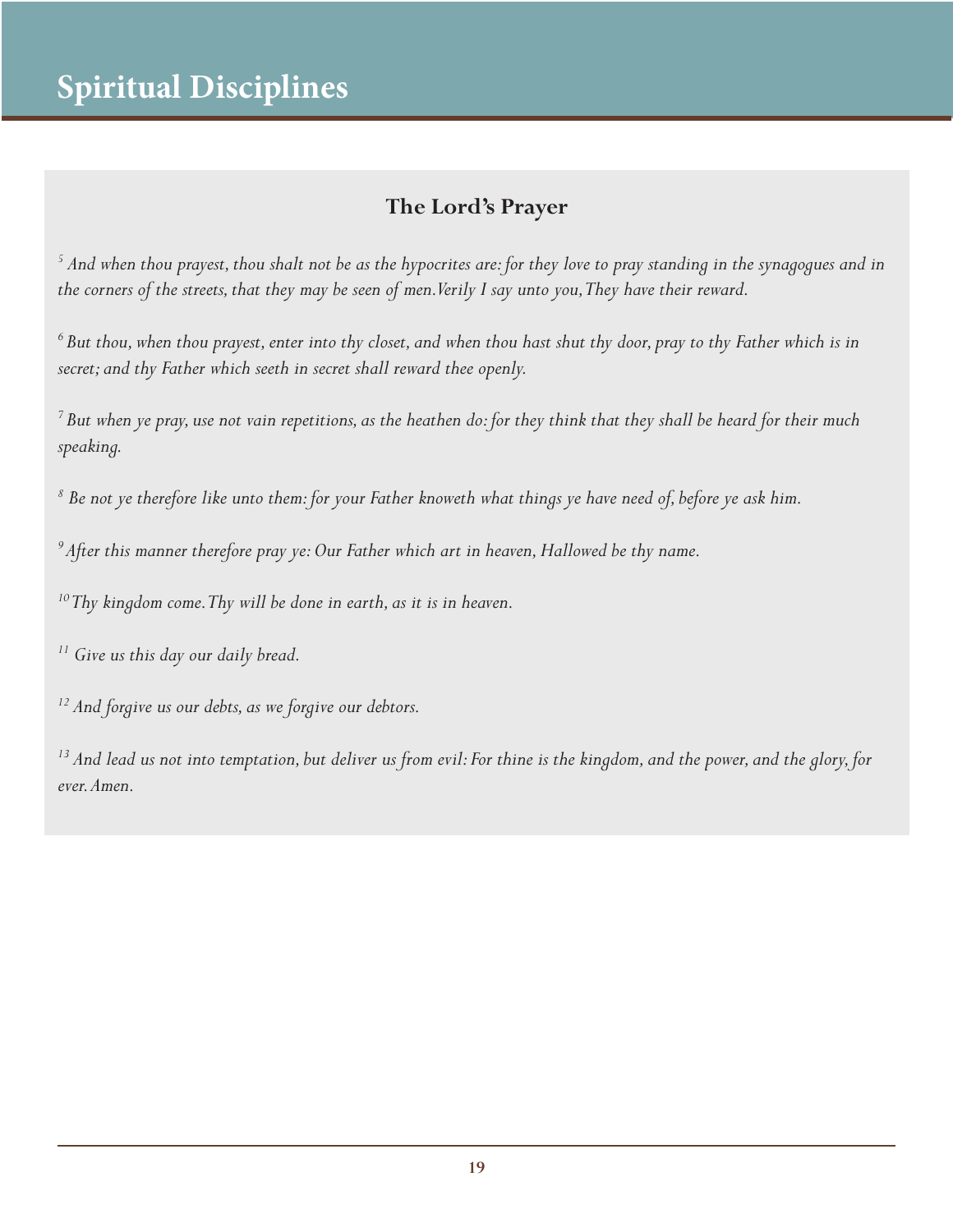# Spiritual Disciplines

## The Lord's Prayer

*[5] And when thou prayest, thou shalt not be as the hypocrites are: for they love to pray standing in the synagogues and in the corners of the streets, that they may be seen of men. Verily I say unto you, They have their reward.*

*[6] But thou, when thou prayest, enter into thy closet, and when thou hast shut thy door, pray to thy Father which is in secret; and thy Father which seeth in secret shall reward thee openly.*

*[7] But when ye pray, use not vain repetitions, as the heathen do: for they think that they shall be heard for their much speaking.*

*[8] Be not ye therefore like unto them: for your Father knoweth what things ye have need of, before ye ask him.*

*[9] After this manner therefore pray ye: Our Father which art in heaven, Hallowed be thy name.*

*[10] Thy kingdom come. Thy will be done in earth, as it is in heaven.*

*[11] Give us this day our daily bread.*

*[12] And forgive us our debts, as we forgive our debtors.*

*[13] And lead us not into temptation, but deliver us from evil: For thine is the kingdom, and the power, and the glory, for ever. Amen.*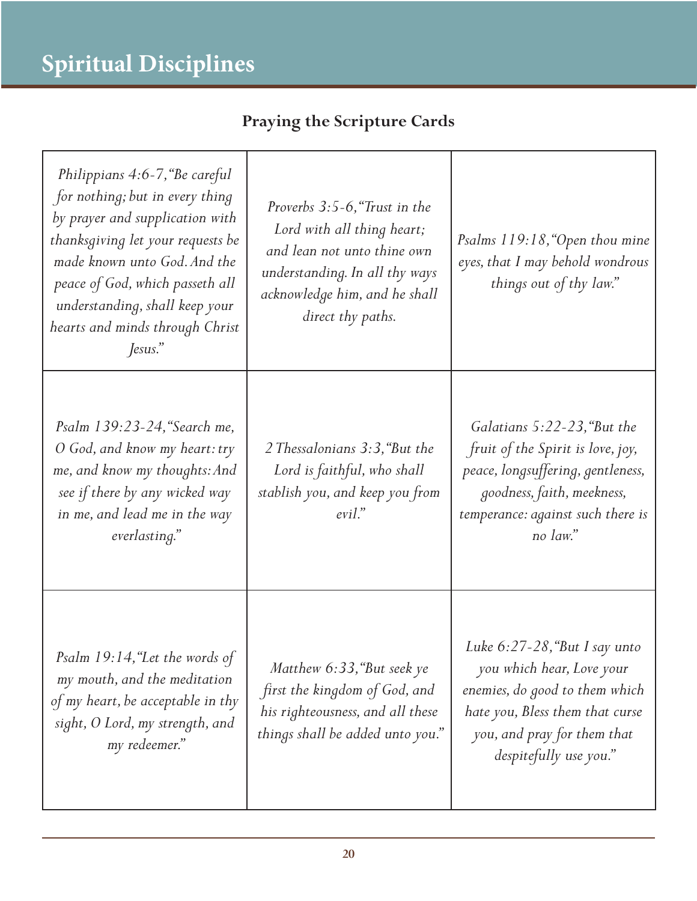# Spiritual Disciplines

## Praying the Scripture Cards

| | | |
|---|---|---|
| *Philippians 4:6-7, "Be careful for nothing; but in every thing by prayer and supplication with thanksgiving let your requests be made known unto God. And the peace of God, which passeth all understanding, shall keep your hearts and minds through Christ Jesus."* | *Proverbs 3:5-6, "Trust in the Lord with all thing heart; and lean not unto thine own understanding. In all thy ways acknowledge him, and he shall direct thy paths.* | *Psalms 119:18, "Open thou mine eyes, that I may behold wondrous things out of thy law."* |
| *Psalm 139:23-24, "Search me, O God, and know my heart: try me, and know my thoughts: And see if there by any wicked way in me, and lead me in the way everlasting."* | *2 Thessalonians 3:3, "But the Lord is faithful, who shall stablish you, and keep you from evil."* | *Galatians 5:22-23, "But the fruit of the Spirit is love, joy, peace, longsuffering, gentleness, goodness, faith, meekness, temperance: against such there is no law."* |
| *Psalm 19:14, "Let the words of my mouth, and the meditation of my heart, be acceptable in thy sight, O Lord, my strength, and my redeemer."* | *Matthew 6:33, "But seek ye first the kingdom of God, and his righteousness, and all these things shall be added unto you."* | *Luke 6:27-28, "But I say unto you which hear, Love your enemies, do good to them which hate you, Bless them that curse you, and pray for them that despitefully use you."* |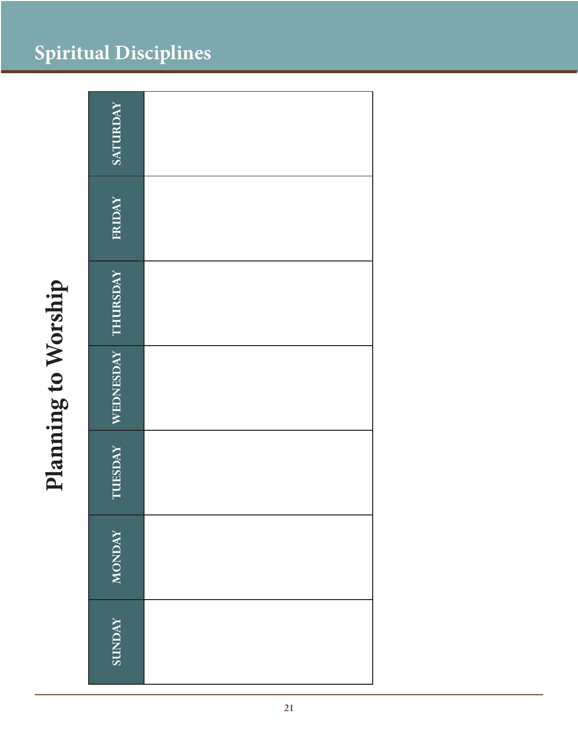# Planning to Worship

| | |
|---|---|
| SUNDAY | |
| MONDAY | |
| TUESDAY | |
| WEDNESDAY | |
| THURSDAY | |
| FRIDAY | |
| SATURDAY | |